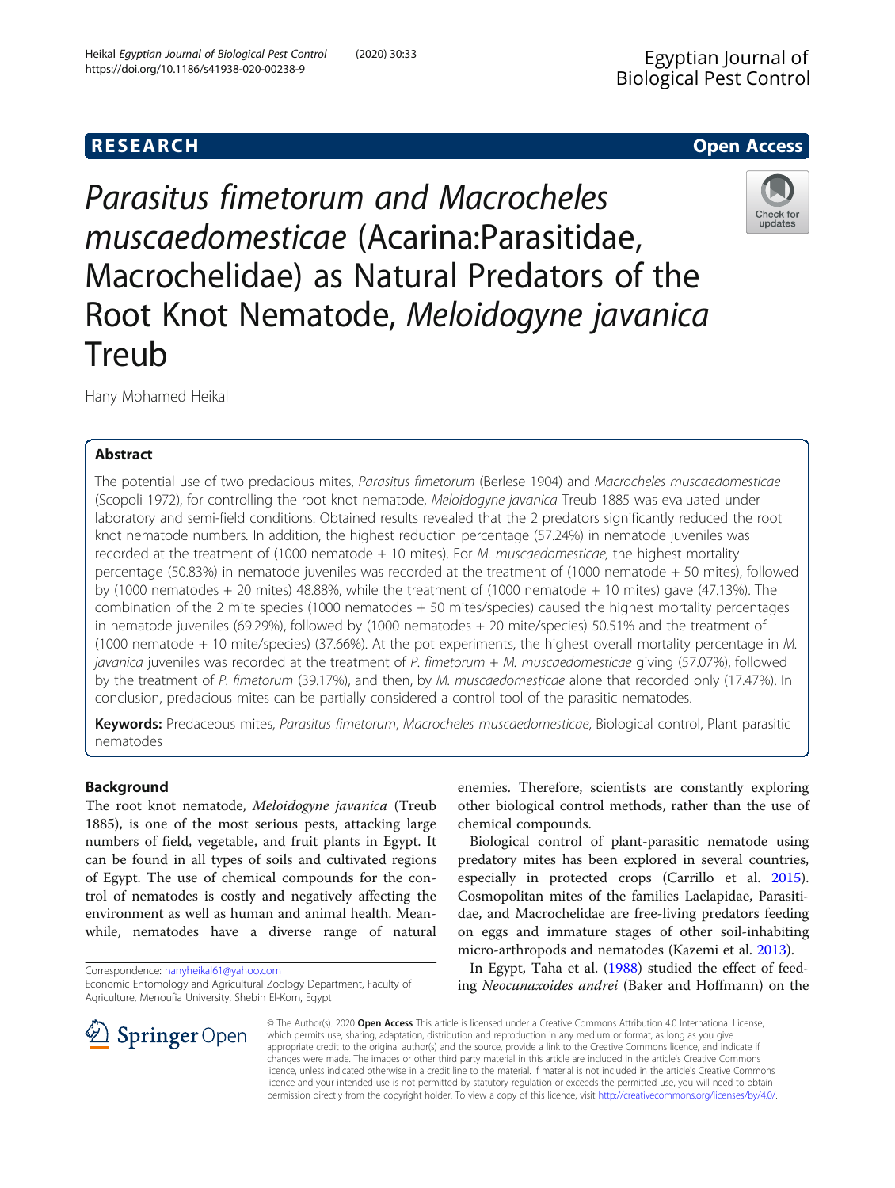RESEARCH Open Access

# *Parasitus fimetorum* and *Macrocheles muscaedomesticae* (Acarina:Parasitidae, Macrochelidae) as Natural Predators of the Root Knot Nematode, *Meloidogyne javanica* Treub

Hany Mohamed Heikal

## Abstract

The potential use of two predacious mites, *Parasitus fimetorum* (Berlese 1904) and *Macrocheles muscaedomesticae* (Scopoli 1972), for controlling the root knot nematode, *Meloidogyne javanica* Treub 1885 was evaluated under laboratory and semi-field conditions. Obtained results revealed that the 2 predators significantly reduced the root knot nematode numbers. In addition, the highest reduction percentage (57.24%) in nematode juveniles was recorded at the treatment of (1000 nematode + 10 mites). For *M. muscaedomesticae,* the highest mortality percentage (50.83%) in nematode juveniles was recorded at the treatment of (1000 nematode + 50 mites), followed by (1000 nematodes + 20 mites) 48.88%, while the treatment of (1000 nematode + 10 mites) gave (47.13%). The combination of the 2 mite species (1000 nematodes + 50 mites/species) caused the highest mortality percentages in nematode juveniles (69.29%), followed by (1000 nematodes + 20 mite/species) 50.51% and the treatment of (1000 nematode + 10 mite/species) (37.66%). At the pot experiments, the highest overall mortality percentage in *M. javanica* juveniles was recorded at the treatment of *P. fimetorum* + *M. muscaedomesticae* giving (57.07%), followed by the treatment of *P. fimetorum* (39.17%), and then, by *M. muscaedomesticae* alone that recorded only (17.47%). In conclusion, predacious mites can be partially considered a control tool of the parasitic nematodes.

**Keywords:** Predaceous mites, *Parasitus fimetorum*, *Macrocheles muscaedomesticae*, Biological control, Plant parasitic nematodes

## Background

The root knot nematode, *Meloidogyne javanica* (Treub 1885), is one of the most serious pests, attacking large numbers of field, vegetable, and fruit plants in Egypt. It can be found in all types of soils and cultivated regions of Egypt. The use of chemical compounds for the control of nematodes is costly and negatively affecting the environment as well as human and animal health. Meanwhile, nematodes have a diverse range of natural enemies. Therefore, scientists are constantly exploring other biological control methods, rather than the use of chemical compounds.

Biological control of plant-parasitic nematode using predatory mites has been explored in several countries, especially in protected crops (Carrillo et al. 2015). Cosmopolitan mites of the families Laelapidae, Parasitidae, and Macrochelidae are free-living predators feeding on eggs and immature stages of other soil-inhabiting micro-arthropods and nematodes (Kazemi et al. 2013).

In Egypt, Taha et al. (1988) studied the effect of feeding *Neocunaxoides andrei* (Baker and Hoffmann) on the

Correspondence: hanyheikal61@yahoo.com
Economic Entomology and Agricultural Zoology Department, Faculty of Agriculture, Menoufia University, Shebin El-Kom, Egypt

© The Author(s). 2020 **Open Access** This article is licensed under a Creative Commons Attribution 4.0 International License, which permits use, sharing, adaptation, distribution and reproduction in any medium or format, as long as you give appropriate credit to the original author(s) and the source, provide a link to the Creative Commons licence, and indicate if changes were made. The images or other third party material in this article are included in the article's Creative Commons licence, unless indicated otherwise in a credit line to the material. If material is not included in the article's Creative Commons licence and your intended use is not permitted by statutory regulation or exceeds the permitted use, you will need to obtain permission directly from the copyright holder. To view a copy of this licence, visit http://creativecommons.org/licenses/by/4.0/.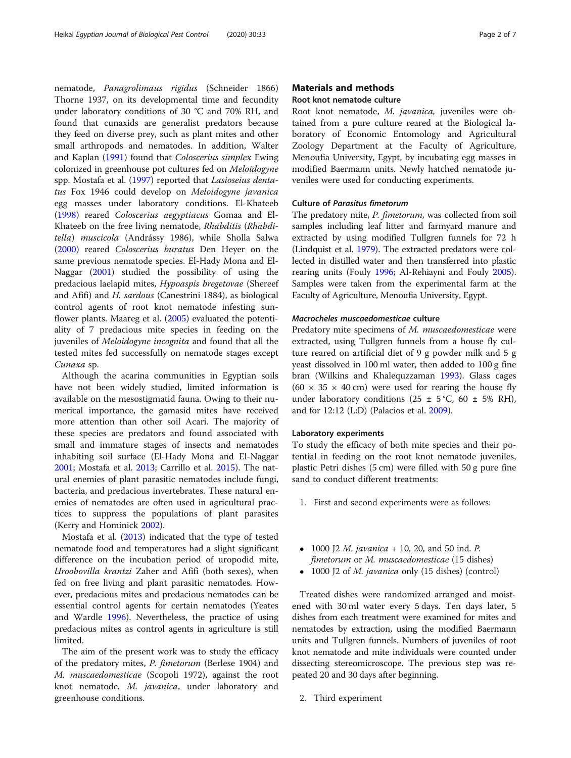nematode, *Panagrolimaus rigidus* (Schneider 1866) Thorne 1937, on its developmental time and fecundity under laboratory conditions of 30 °C and 70% RH, and found that cunaxids are generalist predators because they feed on diverse prey, such as plant mites and other small arthropods and nematodes. In addition, Walter and Kaplan (1991) found that *Coloscerius simplex* Ewing colonized in greenhouse pot cultures fed on *Meloidogyne* spp. Mostafa et al. (1997) reported that *Lasioseius dentatus* Fox 1946 could develop on *Meloidogyne javanica* egg masses under laboratory conditions. El-Khateeb (1998) reared *Coloscerius aegyptiacus* Gomaa and El-Khateeb on the free living nematode, *Rhabditis* (*Rhabditella*) *muscicola* (Andrássy 1986), while Sholla Salwa (2000) reared *Coloscerius buratus* Den Heyer on the same previous nematode species. El-Hady Mona and El-Naggar (2001) studied the possibility of using the predacious laelapid mites, *Hypoaspis bregetovae* (Shereef and Afifi) and *H. sardous* (Canestrini 1884), as biological control agents of root knot nematode infesting sunflower plants. Maareg et al. (2005) evaluated the potentiality of 7 predacious mite species in feeding on the juveniles of *Meloidogyne incognita* and found that all the tested mites fed successfully on nematode stages except *Cunaxa* sp.

Although the acarina communities in Egyptian soils have not been widely studied, limited information is available on the mesostigmatid fauna. Owing to their numerical importance, the gamasid mites have received more attention than other soil Acari. The majority of these species are predators and found associated with small and immature stages of insects and nematodes inhabiting soil surface (El-Hady Mona and El-Naggar 2001; Mostafa et al. 2013; Carrillo et al. 2015). The natural enemies of plant parasitic nematodes include fungi, bacteria, and predacious invertebrates. These natural enemies of nematodes are often used in agricultural practices to suppress the populations of plant parasites (Kerry and Hominick 2002).

Mostafa et al. (2013) indicated that the type of tested nematode food and temperatures had a slight significant difference on the incubation period of uropodid mite, *Uroobovilla krantzi* Zaher and Afifi (both sexes), when fed on free living and plant parasitic nematodes. However, predacious mites and predacious nematodes can be essential control agents for certain nematodes (Yeates and Wardle 1996). Nevertheless, the practice of using predacious mites as control agents in agriculture is still limited.

The aim of the present work was to study the efficacy of the predatory mites, *P. fimetorum* (Berlese 1904) and *M. muscaedomesticae* (Scopoli 1972), against the root knot nematode, *M. javanica*, under laboratory and greenhouse conditions.

## Materials and methods

### Root knot nematode culture

Root knot nematode, *M. javanica,* juveniles were obtained from a pure culture reared at the Biological laboratory of Economic Entomology and Agricultural Zoology Department at the Faculty of Agriculture, Menoufia University, Egypt, by incubating egg masses in modified Baermann units. Newly hatched nematode juveniles were used for conducting experiments.

### Culture of *Parasitus fimetorum*

The predatory mite, *P. fimetorum*, was collected from soil samples including leaf litter and farmyard manure and extracted by using modified Tullgren funnels for 72 h (Lindquist et al. 1979). The extracted predators were collected in distilled water and then transferred into plastic rearing units (Fouly 1996; Al-Rehiayni and Fouly 2005). Samples were taken from the experimental farm at the Faculty of Agriculture, Menoufia University, Egypt.

### *Macrocheles muscaedomesticae* culture

Predatory mite specimens of *M. muscaedomesticae* were extracted, using Tullgren funnels from a house fly culture reared on artificial diet of 9 g powder milk and 5 g yeast dissolved in 100 ml water, then added to 100 g fine bran (Wilkins and Khalequzzaman 1993). Glass cages (60 × 35 × 40 cm) were used for rearing the house fly under laboratory conditions (25 ± 5 °C, 60 ± 5% RH), and for 12:12 (L:D) (Palacios et al. 2009).

### Laboratory experiments

To study the efficacy of both mite species and their potential in feeding on the root knot nematode juveniles, plastic Petri dishes (5 cm) were filled with 50 g pure fine sand to conduct different treatments:

1. First and second experiments were as follows:

- 1000 J2 *M. javanica* + 10, 20, and 50 ind. *P. fimetorum* or *M. muscaedomesticae* (15 dishes)
- 1000 J2 of *M. javanica* only (15 dishes) (control)

Treated dishes were randomized arranged and moistened with 30 ml water every 5 days. Ten days later, 5 dishes from each treatment were examined for mites and nematodes by extraction, using the modified Baermann units and Tullgren funnels. Numbers of juveniles of root knot nematode and mite individuals were counted under dissecting stereomicroscope. The previous step was repeated 20 and 30 days after beginning.

2. Third experiment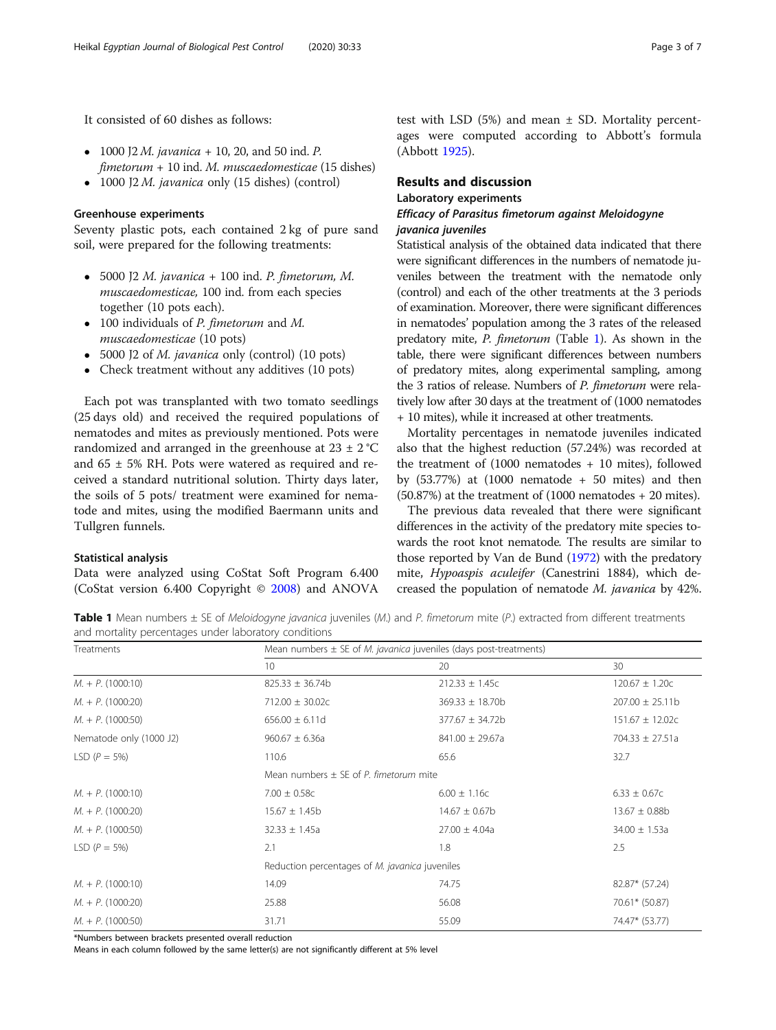It consisted of 60 dishes as follows:

- 1000 J2 *M. javanica* + 10, 20, and 50 ind. *P. fimetorum* + 10 ind. *M. muscaedomesticae* (15 dishes)
- 1000 J2 *M. javanica* only (15 dishes) (control)

### Greenhouse experiments

Seventy plastic pots, each contained 2 kg of pure sand soil, were prepared for the following treatments:

- 5000 J2 *M. javanica* + 100 ind. *P. fimetorum, M. muscaedomesticae,* 100 ind. from each species together (10 pots each).
- 100 individuals of *P. fimetorum* and *M. muscaedomesticae* (10 pots)
- 5000 J2 of *M. javanica* only (control) (10 pots)
- Check treatment without any additives (10 pots)

Each pot was transplanted with two tomato seedlings (25 days old) and received the required populations of nematodes and mites as previously mentioned. Pots were randomized and arranged in the greenhouse at 23 ± 2 °C and 65 ± 5% RH. Pots were watered as required and received a standard nutritional solution. Thirty days later, the soils of 5 pots/ treatment were examined for nematode and mites, using the modified Baermann units and Tullgren funnels.

### Statistical analysis

Data were analyzed using CoStat Soft Program 6.400 (CoStat version 6.400 Copyright © 2008) and ANOVA test with LSD (5%) and mean ± SD. Mortality percentages were computed according to Abbott's formula (Abbott 1925).

## Results and discussion

### Laboratory experiments

#### *Efficacy of Parasitus fimetorum against Meloidogyne javanica juveniles*

Statistical analysis of the obtained data indicated that there were significant differences in the numbers of nematode juveniles between the treatment with the nematode only (control) and each of the other treatments at the 3 periods of examination. Moreover, there were significant differences in nematodes' population among the 3 rates of the released predatory mite, *P. fimetorum* (Table 1). As shown in the table, there were significant differences between numbers of predatory mites, along experimental sampling, among the 3 ratios of release. Numbers of *P. fimetorum* were relatively low after 30 days at the treatment of (1000 nematodes + 10 mites), while it increased at other treatments.

Mortality percentages in nematode juveniles indicated also that the highest reduction (57.24%) was recorded at the treatment of (1000 nematodes + 10 mites), followed by (53.77%) at (1000 nematode + 50 mites) and then (50.87%) at the treatment of (1000 nematodes + 20 mites).

The previous data revealed that there were significant differences in the activity of the predatory mite species towards the root knot nematode. The results are similar to those reported by Van de Bund (1972) with the predatory mite, *Hypoaspis aculeifer* (Canestrini 1884), which decreased the population of nematode *M. javanica* by 42%.

**Table 1** Mean numbers ± SE of *Meloidogyne javanica* juveniles (*M.*) and *P. fimetorum* mite (*P.*) extracted from different treatments and mortality percentages under laboratory conditions

| Treatments | Mean numbers ± SE of *M. javanica* juveniles (days post-treatments) | | |
|---|---|---|---|
| | 10 | 20 | 30 |
| *M.* + *P.* (1000:10) | 825.33 ± 36.74b | 212.33 ± 1.45c | 120.67 ± 1.20c |
| *M.* + *P.* (1000:20) | 712.00 ± 30.02c | 369.33 ± 18.70b | 207.00 ± 25.11b |
| *M.* + *P.* (1000:50) | 656.00 ± 6.11d | 377.67 ± 34.72b | 151.67 ± 12.02c |
| Nematode only (1000 J2) | 960.67 ± 6.36a | 841.00 ± 29.67a | 704.33 ± 27.51a |
| LSD ($P$ = 5%) | 110.6 | 65.6 | 32.7 |
| | Mean numbers ± SE of *P. fimetorum* mite | | |
| *M.* + *P.* (1000:10) | 7.00 ± 0.58c | 6.00 ± 1.16c | 6.33 ± 0.67c |
| *M.* + *P.* (1000:20) | 15.67 ± 1.45b | 14.67 ± 0.67b | 13.67 ± 0.88b |
| *M.* + *P.* (1000:50) | 32.33 ± 1.45a | 27.00 ± 4.04a | 34.00 ± 1.53a |
| LSD ($P$ = 5%) | 2.1 | 1.8 | 2.5 |
| | Reduction percentages of *M. javanica* juveniles | | |
| *M.* + *P.* (1000:10) | 14.09 | 74.75 | 82.87* (57.24) |
| *M.* + *P.* (1000:20) | 25.88 | 56.08 | 70.61* (50.87) |
| *M.* + *P.* (1000:50) | 31.71 | 55.09 | 74.47* (53.77) |

*Numbers between brackets presented overall reduction

Means in each column followed by the same letter(s) are not significantly different at 5% level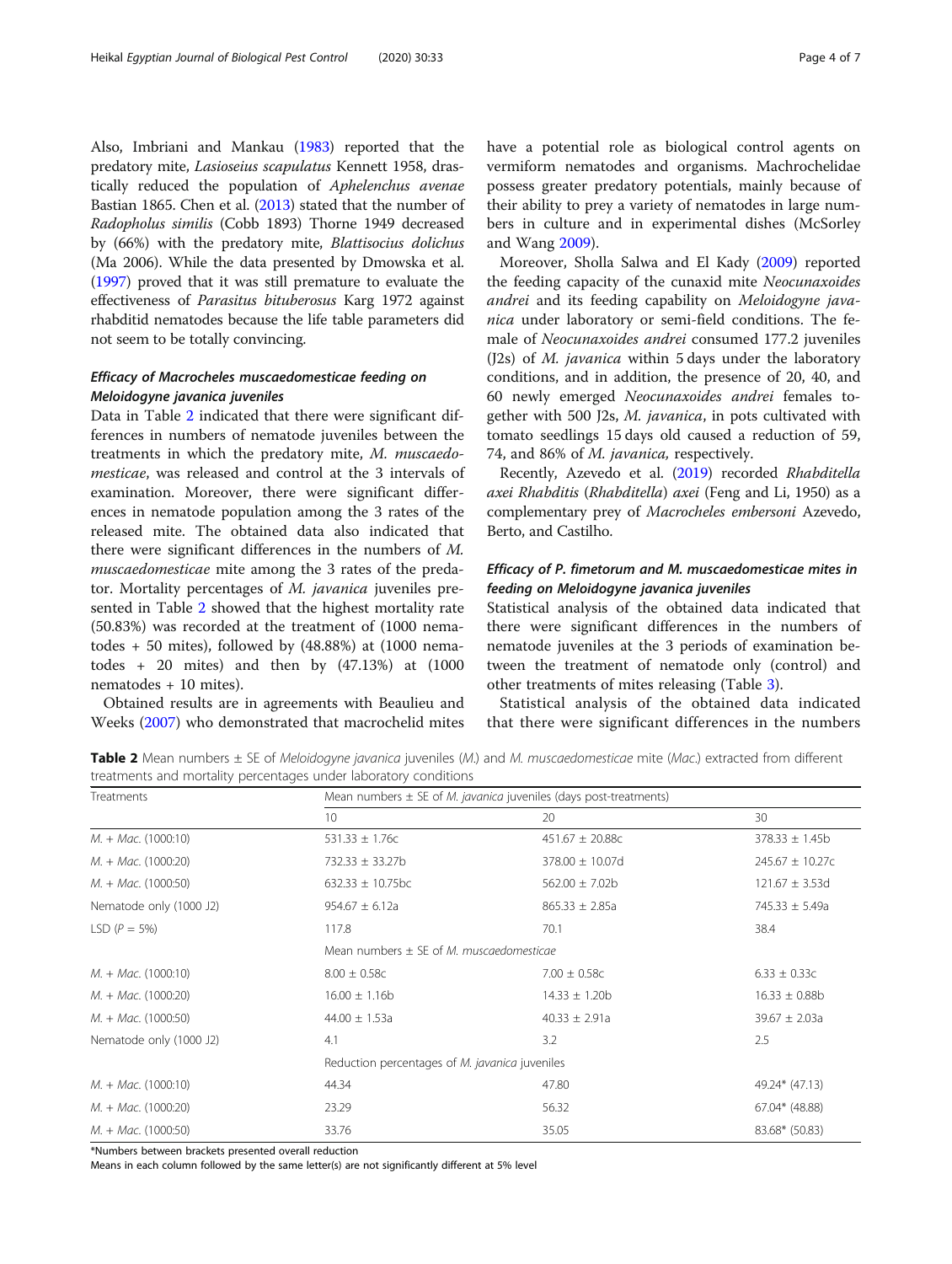Also, Imbriani and Mankau (1983) reported that the predatory mite, *Lasioseius scapulatus* Kennett 1958, drastically reduced the population of *Aphelenchus avenae* Bastian 1865. Chen et al. (2013) stated that the number of *Radopholus similis* (Cobb 1893) Thorne 1949 decreased by (66%) with the predatory mite, *Blattisocius dolichus* (Ma 2006). While the data presented by Dmowska et al. (1997) proved that it was still premature to evaluate the effectiveness of *Parasitus bituberosus* Karg 1972 against rhabditid nematodes because the life table parameters did not seem to be totally convincing.

### *Efficacy of Macrocheles muscaedomesticae feeding on Meloidogyne javanica juveniles*

Data in Table 2 indicated that there were significant differences in numbers of nematode juveniles between the treatments in which the predatory mite, *M. muscaedomesticae*, was released and control at the 3 intervals of examination. Moreover, there were significant differences in nematode population among the 3 rates of the released mite. The obtained data also indicated that there were significant differences in the numbers of *M. muscaedomesticae* mite among the 3 rates of the predator. Mortality percentages of *M. javanica* juveniles presented in Table 2 showed that the highest mortality rate (50.83%) was recorded at the treatment of (1000 nematodes + 50 mites), followed by (48.88%) at (1000 nematodes + 20 mites) and then by (47.13%) at (1000 nematodes + 10 mites).

Obtained results are in agreements with Beaulieu and Weeks (2007) who demonstrated that macrochelid mites have a potential role as biological control agents on vermiform nematodes and organisms. Machrochelidae possess greater predatory potentials, mainly because of their ability to prey a variety of nematodes in large numbers in culture and in experimental dishes (McSorley and Wang 2009).

Moreover, Sholla Salwa and El Kady (2009) reported the feeding capacity of the cunaxid mite *Neocunaxoides andrei* and its feeding capability on *Meloidogyne javanica* under laboratory or semi-field conditions. The female of *Neocunaxoides andrei* consumed 177.2 juveniles (J2s) of *M. javanica* within 5 days under the laboratory conditions, and in addition, the presence of 20, 40, and 60 newly emerged *Neocunaxoides andrei* females together with 500 J2s, *M. javanica*, in pots cultivated with tomato seedlings 15 days old caused a reduction of 59, 74, and 86% of *M. javanica,* respectively.

Recently, Azevedo et al. (2019) recorded *Rhabditella axei Rhabditis* (*Rhabditella*) *axei* (Feng and Li, 1950) as a complementary prey of *Macrocheles embersoni* Azevedo, Berto, and Castilho.

### *Efficacy of P. fimetorum and M. muscaedomesticae mites in feeding on Meloidogyne javanica juveniles*

Statistical analysis of the obtained data indicated that there were significant differences in the numbers of nematode juveniles at the 3 periods of examination between the treatment of nematode only (control) and other treatments of mites releasing (Table 3).

Statistical analysis of the obtained data indicated that there were significant differences in the numbers

**Table 2** Mean numbers ± SE of *Meloidogyne javanica* juveniles (*M.*) and *M. muscaedomesticae* mite (*Mac.*) extracted from different treatments and mortality percentages under laboratory conditions

| Treatments | Mean numbers ± SE of *M. javanica* juveniles (days post-treatments) | | |
|---|---|---|---|
| | 10 | 20 | 30 |
| *M.* + *Mac.* (1000:10) | 531.33 ± 1.76c | 451.67 ± 20.88c | 378.33 ± 1.45b |
| *M.* + *Mac.* (1000:20) | 732.33 ± 33.27b | 378.00 ± 10.07d | 245.67 ± 10.27c |
| *M.* + *Mac.* (1000:50) | 632.33 ± 10.75bc | 562.00 ± 7.02b | 121.67 ± 3.53d |
| Nematode only (1000 J2) | 954.67 ± 6.12a | 865.33 ± 2.85a | 745.33 ± 5.49a |
| LSD (*P* = 5%) | 117.8 | 70.1 | 38.4 |
| | Mean numbers ± SE of *M. muscaedomesticae* | | |
| *M.* + *Mac.* (1000:10) | 8.00 ± 0.58c | 7.00 ± 0.58c | 6.33 ± 0.33c |
| *M.* + *Mac.* (1000:20) | 16.00 ± 1.16b | 14.33 ± 1.20b | 16.33 ± 0.88b |
| *M.* + *Mac.* (1000:50) | 44.00 ± 1.53a | 40.33 ± 2.91a | 39.67 ± 2.03a |
| Nematode only (1000 J2) | 4.1 | 3.2 | 2.5 |
| | Reduction percentages of *M. javanica* juveniles | | |
| *M.* + *Mac.* (1000:10) | 44.34 | 47.80 | 49.24* (47.13) |
| *M.* + *Mac.* (1000:20) | 23.29 | 56.32 | 67.04* (48.88) |
| *M.* + *Mac.* (1000:50) | 33.76 | 35.05 | 83.68* (50.83) |

*Numbers between brackets presented overall reduction

Means in each column followed by the same letter(s) are not significantly different at 5% level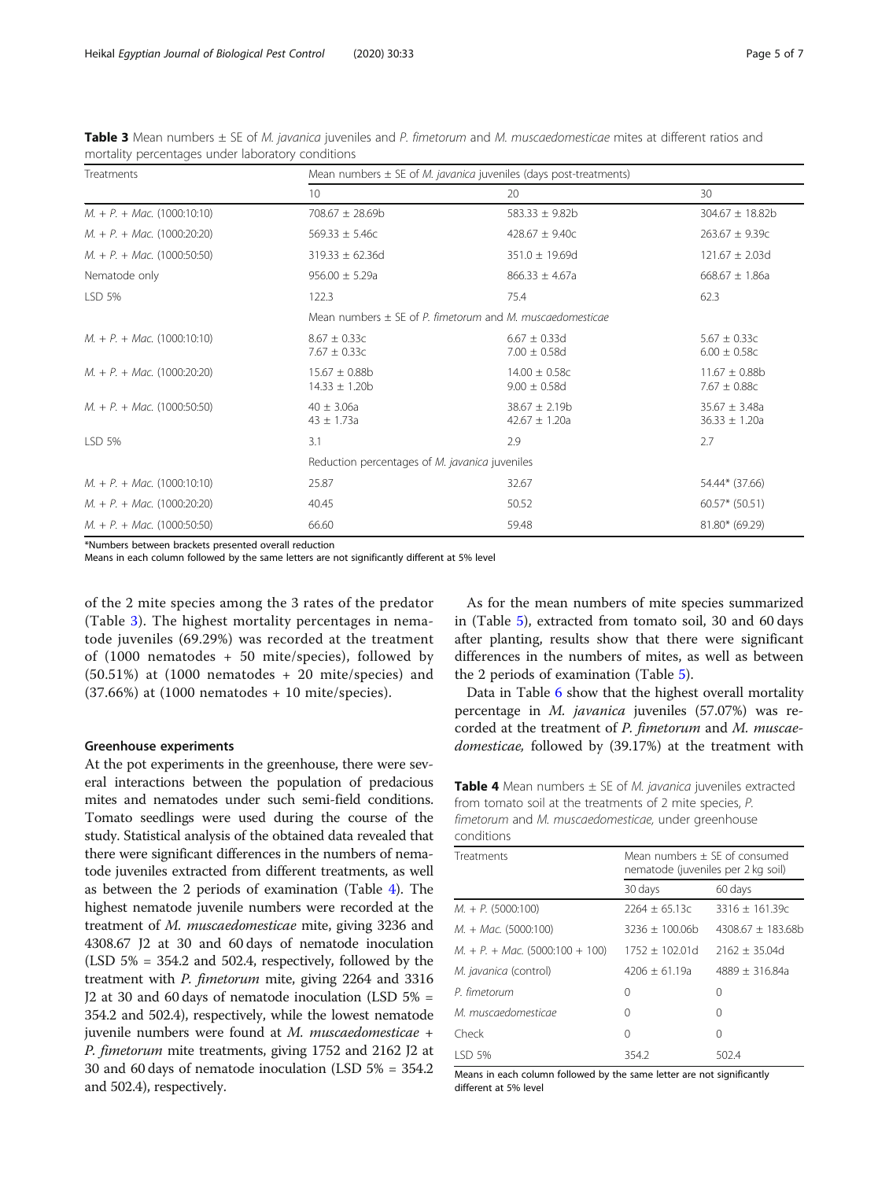**Table 3** Mean numbers ± SE of *M. javanica* juveniles and *P. fimetorum* and *M. muscaedomesticae* mites at different ratios and mortality percentages under laboratory conditions

| Treatments | Mean numbers ± SE of *M. javanica* juveniles (days post-treatments) | | |
|---|---|---|---|
| | 10 | 20 | 30 |
| *M.* + *P.* + *Mac.* (1000:10:10) | 708.67 ± 28.69b | 583.33 ± 9.82b | 304.67 ± 18.82b |
| *M.* + *P.* + *Mac.* (1000:20:20) | 569.33 ± 5.46c | 428.67 ± 9.40c | 263.67 ± 9.39c |
| *M.* + *P.* + *Mac.* (1000:50:50) | 319.33 ± 62.36d | 351.0 ± 19.69d | 121.67 ± 2.03d |
| Nematode only | 956.00 ± 5.29a | 866.33 ± 4.67a | 668.67 ± 1.86a |
| LSD 5% | 122.3 | 75.4 | 62.3 |
| | Mean numbers ± SE of *P. fimetorum* and *M. muscaedomesticae* | | |
| *M.* + *P.* + *Mac.* (1000:10:10) | 8.67 ± 0.33c<br>7.67 ± 0.33c | 6.67 ± 0.33d<br>7.00 ± 0.58d | 5.67 ± 0.33c<br>6.00 ± 0.58c |
| *M.* + *P.* + *Mac.* (1000:20:20) | 15.67 ± 0.88b<br>14.33 ± 1.20b | 14.00 ± 0.58c<br>9.00 ± 0.58d | 11.67 ± 0.88b<br>7.67 ± 0.88c |
| *M.* + *P.* + *Mac.* (1000:50:50) | 40 ± 3.06a<br>43 ± 1.73a | 38.67 ± 2.19b<br>42.67 ± 1.20a | 35.67 ± 3.48a<br>36.33 ± 1.20a |
| LSD 5% | 3.1 | 2.9 | 2.7 |
| | Reduction percentages of *M. javanica* juveniles | | |
| *M.* + *P.* + *Mac.* (1000:10:10) | 25.87 | 32.67 | 54.44* (37.66) |
| *M.* + *P.* + *Mac.* (1000:20:20) | 40.45 | 50.52 | 60.57* (50.51) |
| *M.* + *P.* + *Mac.* (1000:50:50) | 66.60 | 59.48 | 81.80* (69.29) |

*Numbers between brackets presented overall reduction
Means in each column followed by the same letters are not significantly different at 5% level

of the 2 mite species among the 3 rates of the predator (Table 3). The highest mortality percentages in nematode juveniles (69.29%) was recorded at the treatment of (1000 nematodes + 50 mite/species), followed by (50.51%) at (1000 nematodes + 20 mite/species) and (37.66%) at (1000 nematodes + 10 mite/species).

#### Greenhouse experiments

At the pot experiments in the greenhouse, there were several interactions between the population of predacious mites and nematodes under such semi-field conditions. Tomato seedlings were used during the course of the study. Statistical analysis of the obtained data revealed that there were significant differences in the numbers of nematode juveniles extracted from different treatments, as well as between the 2 periods of examination (Table 4). The highest nematode juvenile numbers were recorded at the treatment of *M. muscaedomesticae* mite, giving 3236 and 4308.67 J2 at 30 and 60 days of nematode inoculation (LSD 5% = 354.2 and 502.4, respectively, followed by the treatment with *P. fimetorum* mite, giving 2264 and 3316 J2 at 30 and 60 days of nematode inoculation (LSD 5% = 354.2 and 502.4), respectively, while the lowest nematode juvenile numbers were found at *M. muscaedomesticae* + *P. fimetorum* mite treatments, giving 1752 and 2162 J2 at 30 and 60 days of nematode inoculation (LSD 5% = 354.2 and 502.4), respectively.

As for the mean numbers of mite species summarized in (Table 5), extracted from tomato soil, 30 and 60 days after planting, results show that there were significant differences in the numbers of mites, as well as between the 2 periods of examination (Table 5).

Data in Table 6 show that the highest overall mortality percentage in *M. javanica* juveniles (57.07%) was recorded at the treatment of *P. fimetorum* and *M. muscaedomesticae,* followed by (39.17%) at the treatment with

**Table 4** Mean numbers ± SE of *M. javanica* juveniles extracted from tomato soil at the treatments of 2 mite species, *P. fimetorum* and *M. muscaedomesticae,* under greenhouse conditions

| Treatments | Mean numbers ± SE of consumed nematode (juveniles per 2 kg soil) | |
|---|---|---|
| | 30 days | 60 days |
| *M.* + *P.* (5000:100) | 2264 ± 65.13c | 3316 ± 161.39c |
| *M.* + *Mac.* (5000:100) | 3236 ± 100.06b | 4308.67 ± 183.68b |
| *M.* + *P.* + *Mac.* (5000:100 + 100) | 1752 ± 102.01d | 2162 ± 35.04d |
| *M. javanica* (control) | 4206 ± 61.19a | 4889 ± 316.84a |
| *P. fimetorum* | 0 | 0 |
| *M. muscaedomesticae* | 0 | 0 |
| Check | 0 | 0 |
| LSD 5% | 354.2 | 502.4 |

Means in each column followed by the same letter are not significantly different at 5% level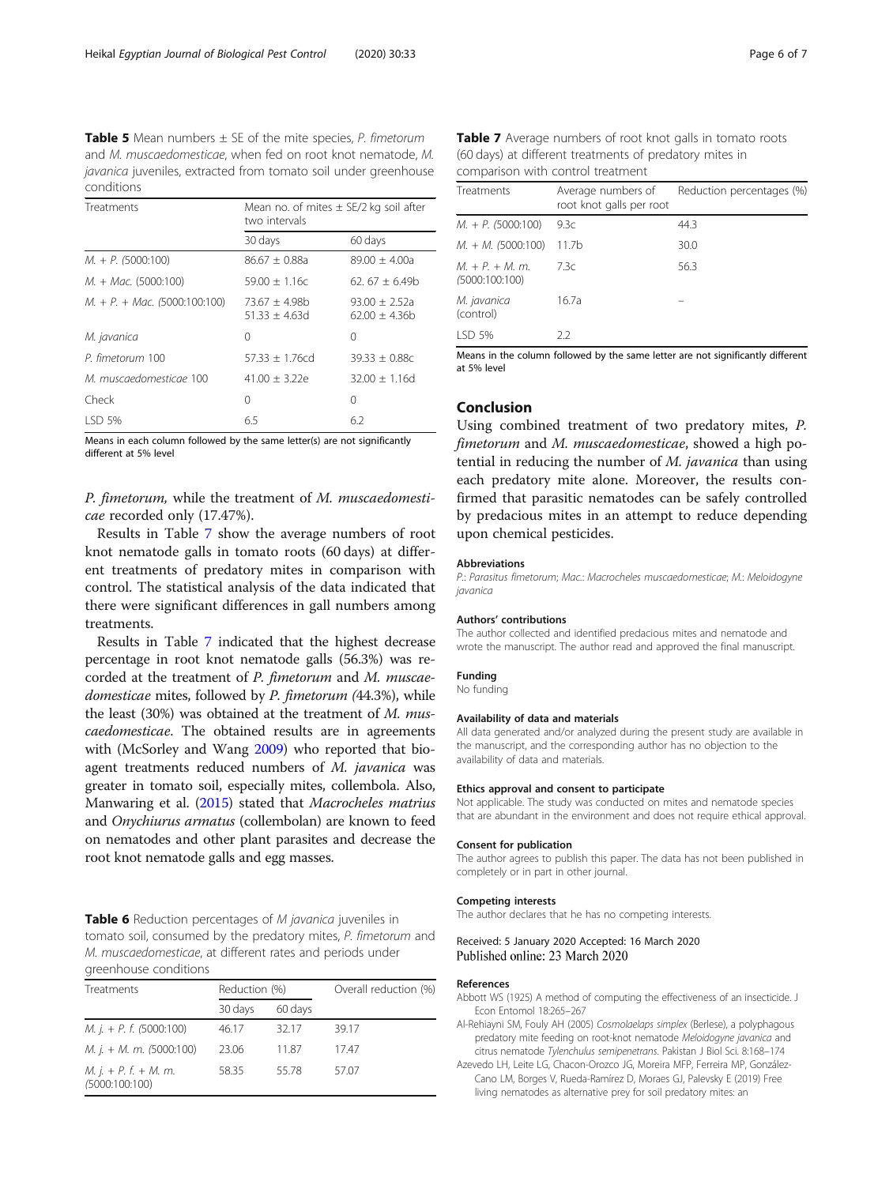**Table 5** Mean numbers ± SE of the mite species, *P. fimetorum* and *M. muscaedomesticae*, when fed on root knot nematode, *M. javanica* juveniles, extracted from tomato soil under greenhouse conditions

| Treatments | Mean no. of mites ± SE/2 kg soil after two intervals | |
|---|---|---|
| | 30 days | 60 days |
| *M. + P. (*5000:100) | 86.67 ± 0.88a | 89.00 ± 4.00a |
| *M. + Mac.* (5000:100) | 59.00 ± 1.16c | 62. 67 ± 6.49b |
| *M. + P. + Mac. (*5000:100:100) | 73.67 ± 4.98b<br>51.33 ± 4.63d | 93.00 ± 2.52a<br>62.00 ± 4.36b |
| *M. javanica* | 0 | 0 |
| *P. fimetorum* 100 | 57.33 ± 1.76cd | 39.33 ± 0.88c |
| *M. muscaedomesticae* 100 | 41.00 ± 3.22e | 32.00 ± 1.16d |
| Check | 0 | 0 |
| LSD 5% | 6.5 | 6.2 |

Means in each column followed by the same letter(s) are not significantly different at 5% level

*P. fimetorum,* while the treatment of *M. muscaedomesticae* recorded only (17.47%).

Results in Table 7 show the average numbers of root knot nematode galls in tomato roots (60 days) at different treatments of predatory mites in comparison with control. The statistical analysis of the data indicated that there were significant differences in gall numbers among treatments.

Results in Table 7 indicated that the highest decrease percentage in root knot nematode galls (56.3%) was recorded at the treatment of *P. fimetorum* and *M. muscaedomesticae* mites, followed by *P. fimetorum (*44.3%), while the least (30%) was obtained at the treatment of *M. muscaedomesticae*. The obtained results are in agreements with (McSorley and Wang 2009) who reported that bioagent treatments reduced numbers of *M. javanica* was greater in tomato soil, especially mites, collembola. Also, Manwaring et al. (2015) stated that *Macrocheles matrius* and *Onychiurus armatus* (collembolan) are known to feed on nematodes and other plant parasites and decrease the root knot nematode galls and egg masses.

**Table 6** Reduction percentages of *M javanica* juveniles in tomato soil, consumed by the predatory mites, *P. fimetorum* and *M. muscaedomesticae*, at different rates and periods under greenhouse conditions

| Treatments | Reduction (%) | | Overall reduction (%) |
|---|---|---|---|
| | 30 days | 60 days | |
| *M. j. + P. f. (*5000:100) | 46.17 | 32.17 | 39.17 |
| *M. j. + M. m. (*5000:100) | 23.06 | 11.87 | 17.47 |
| *M. j. + P. f. + M. m.* (5000:100:100) | 58.35 | 55.78 | 57.07 |

**Table 7** Average numbers of root knot galls in tomato roots (60 days) at different treatments of predatory mites in comparison with control treatment

| Treatments | Average numbers of root knot galls per root | Reduction percentages (%) |
|---|---|---|
| *M. + P. (*5000:100) | 9.3c | 44.3 |
| *M. + M.* (5000:100) | 11.7b | 30.0 |
| *M. + P. + M. m.* (5000:100:100) | 7.3c | 56.3 |
| *M. javanica* (control) | 16.7a | – |
| LSD 5% | 2.2 | |

Means in the column followed by the same letter are not significantly different at 5% level

## Conclusion

Using combined treatment of two predatory mites, *P. fimetorum* and *M. muscaedomesticae*, showed a high potential in reducing the number of *M. javanica* than using each predatory mite alone. Moreover, the results confirmed that parasitic nematodes can be safely controlled by predacious mites in an attempt to reduce depending upon chemical pesticides.

#### Abbreviations

*P.: Parasitus fimetorum*; *Mac.: Macrocheles muscaedomesticae*; *M.: Meloidogyne javanica*

#### Authors' contributions

The author collected and identified predacious mites and nematode and wrote the manuscript. The author read and approved the final manuscript.

#### Funding

No funding

#### Availability of data and materials

All data generated and/or analyzed during the present study are available in the manuscript, and the corresponding author has no objection to the availability of data and materials.

#### Ethics approval and consent to participate

Not applicable. The study was conducted on mites and nematode species that are abundant in the environment and does not require ethical approval.

#### Consent for publication

The author agrees to publish this paper. The data has not been published in completely or in part in other journal.

#### Competing interests

The author declares that he has no competing interests.

Received: 5 January 2020 Accepted: 16 March 2020
Published online: 23 March 2020

#### References

Abbott WS (1925) A method of computing the effectiveness of an insecticide. J Econ Entomol 18:265–267

Al-Rehiayni SM, Fouly AH (2005) *Cosmolaelaps simplex* (Berlese), a polyphagous predatory mite feeding on root-knot nematode *Meloidogyne javanica* and citrus nematode *Tylenchulus semipenetrans*. Pakistan J Biol Sci. 8:168–174

Azevedo LH, Leite LG, Chacon-Orozco JG, Moreira MFP, Ferreira MP, González-Cano LM, Borges V, Rueda-Ramírez D, Moraes GJ, Palevsky E (2019) Free living nematodes as alternative prey for soil predatory mites: an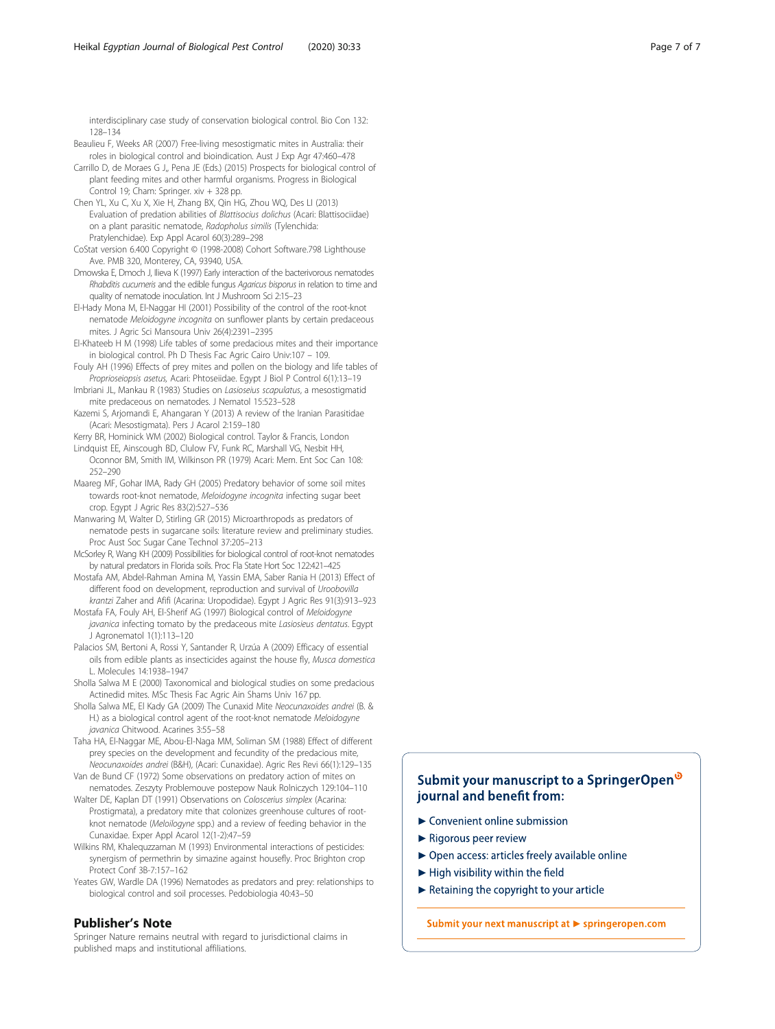interdisciplinary case study of conservation biological control. Bio Con 132: 128–134

Beaulieu F, Weeks AR (2007) Free-living mesostigmatic mites in Australia: their roles in biological control and bioindication. Aust J Exp Agr 47:460–478

Carrillo D, de Moraes G J,, Pena JE (Eds.) (2015) Prospects for biological control of plant feeding mites and other harmful organisms. Progress in Biological Control 19; Cham: Springer. xiv + 328 pp.

Chen YL, Xu C, Xu X, Xie H, Zhang BX, Qin HG, Zhou WQ, Des LI (2013) Evaluation of predation abilities of *Blattisocius dolichus* (Acari: Blattisociidae) on a plant parasitic nematode, *Radopholus similis* (Tylenchida: Pratylenchidae). Exp Appl Acarol 60(3):289–298

CoStat version 6.400 Copyright © (1998-2008) Cohort Software.798 Lighthouse Ave. PMB 320, Monterey, CA, 93940, USA.

Dmowska E, Dmoch J, Ilieva K (1997) Early interaction of the bacterivorous nematodes *Rhabditis cucumeris* and the edible fungus *Agaricus bisporus* in relation to time and quality of nematode inoculation. Int J Mushroom Sci 2:15–23

El-Hady Mona M, El-Naggar HI (2001) Possibility of the control of the root-knot nematode *Meloidogyne incognita* on sunflower plants by certain predaceous mites. J Agric Sci Mansoura Univ 26(4):2391–2395

El-Khateeb H M (1998) Life tables of some predacious mites and their importance in biological control. Ph D Thesis Fac Agric Cairo Univ:107 – 109.

Fouly AH (1996) Effects of prey mites and pollen on the biology and life tables of *Proprioseiopsis asetus,* Acari: Phtoseiidae. Egypt J Biol P Control 6(1):13–19

Imbriani JL, Mankau R (1983) Studies on *Lasioseius scapulatus*, a mesostigmatid mite predaceous on nematodes. J Nematol 15:523–528

Kazemi S, Arjomandi E, Ahangaran Y (2013) A review of the Iranian Parasitidae (Acari: Mesostigmata). Pers J Acarol 2:159–180

Kerry BR, Hominick WM (2002) Biological control. Taylor & Francis, London

Lindquist EE, Ainscough BD, Clulow FV, Funk RC, Marshall VG, Nesbit HH, Oconnor BM, Smith IM, Wilkinson PR (1979) Acari: Mem. Ent Soc Can 108: 252–290

Maareg MF, Gohar IMA, Rady GH (2005) Predatory behavior of some soil mites towards root-knot nematode, *Meloidogyne incognita* infecting sugar beet crop. Egypt J Agric Res 83(2):527–536

Manwaring M, Walter D, Stirling GR (2015) Microarthropods as predators of nematode pests in sugarcane soils: literature review and preliminary studies. Proc Aust Soc Sugar Cane Technol 37:205–213

McSorley R, Wang KH (2009) Possibilities for biological control of root-knot nematodes by natural predators in Florida soils. Proc Fla State Hort Soc 122:421–425

Mostafa AM, Abdel-Rahman Amina M, Yassin EMA, Saber Rania H (2013) Effect of different food on development, reproduction and survival of *Uroobovilla krantzi* Zaher and Afifi (Acarina: Uropodidae). Egypt J Agric Res 91(3):913–923

Mostafa FA, Fouly AH, El-Sherif AG (1997) Biological control of *Meloidogyne javanica* infecting tomato by the predaceous mite *Lasiosieus dentatus*. Egypt J Agronematol 1(1):113–120

Palacios SM, Bertoni A, Rossi Y, Santander R, Urzúa A (2009) Efficacy of essential oils from edible plants as insecticides against the house fly, *Musca domestica* L. Molecules 14:1938–1947

Sholla Salwa M E (2000) Taxonomical and biological studies on some predacious Actinedid mites. MSc Thesis Fac Agric Ain Shams Univ 167 pp.

Sholla Salwa ME, El Kady GA (2009) The Cunaxid Mite *Neocunaxoides andrei* (B. & H.) as a biological control agent of the root-knot nematode *Meloidogyne javanica* Chitwood. Acarines 3:55–58

Taha HA, El-Naggar ME, Abou-El-Naga MM, Soliman SM (1988) Effect of different prey species on the development and fecundity of the predacious mite, *Neocunaxoides andrei* (B&H), (Acari: Cunaxidae). Agric Res Revi 66(1):129–135

Van de Bund CF (1972) Some observations on predatory action of mites on nematodes. Zeszyty Problemouve postepow Nauk Rolniczych 129:104–110

Walter DE, Kaplan DT (1991) Observations on *Coloscerius simplex* (Acarina: Prostigmata), a predatory mite that colonizes greenhouse cultures of root-knot nematode (*Meloilogyne* spp.) and a review of feeding behavior in the Cunaxidae. Exper Appl Acarol 12(1-2):47–59

Wilkins RM, Khalequzzaman M (1993) Environmental interactions of pesticides: synergism of permethrin by simazine against housefly. Proc Brighton crop Protect Conf 3B-7:157–162

Yeates GW, Wardle DA (1996) Nematodes as predators and prey: relationships to biological control and soil processes. Pedobiologia 40:43–50

## Publisher's Note

Springer Nature remains neutral with regard to jurisdictional claims in published maps and institutional affiliations.

**Submit your manuscript to a SpringerOpen journal and benefit from:**

- ► Convenient online submission
- ► Rigorous peer review
- ► Open access: articles freely available online
- ► High visibility within the field
- ► Retaining the copyright to your article

Submit your next manuscript at ► springeropen.com